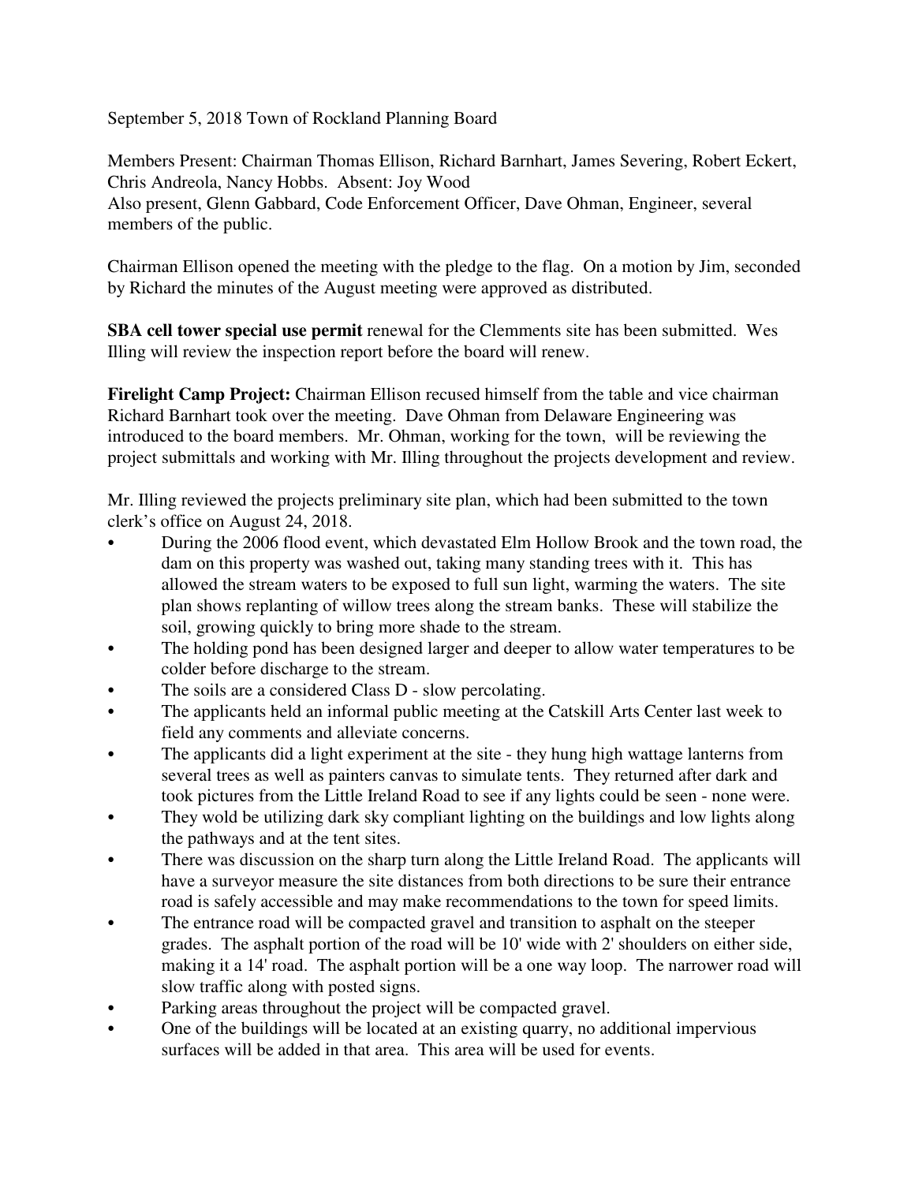September 5, 2018 Town of Rockland Planning Board

Members Present: Chairman Thomas Ellison, Richard Barnhart, James Severing, Robert Eckert, Chris Andreola, Nancy Hobbs. Absent: Joy Wood
Also present, Glenn Gabbard, Code Enforcement Officer, Dave Ohman, Engineer, several members of the public.

Chairman Ellison opened the meeting with the pledge to the flag. On a motion by Jim, seconded by Richard the minutes of the August meeting were approved as distributed.

**SBA cell tower special use permit** renewal for the Clemments site has been submitted. Wes Illing will review the inspection report before the board will renew.

**Firelight Camp Project:** Chairman Ellison recused himself from the table and vice chairman Richard Barnhart took over the meeting. Dave Ohman from Delaware Engineering was introduced to the board members. Mr. Ohman, working for the town, will be reviewing the project submittals and working with Mr. Illing throughout the projects development and review.

Mr. Illing reviewed the projects preliminary site plan, which had been submitted to the town clerk's office on August 24, 2018.

- During the 2006 flood event, which devastated Elm Hollow Brook and the town road, the dam on this property was washed out, taking many standing trees with it. This has allowed the stream waters to be exposed to full sun light, warming the waters. The site plan shows replanting of willow trees along the stream banks. These will stabilize the soil, growing quickly to bring more shade to the stream.
- The holding pond has been designed larger and deeper to allow water temperatures to be colder before discharge to the stream.
- The soils are a considered Class D - slow percolating.
- The applicants held an informal public meeting at the Catskill Arts Center last week to field any comments and alleviate concerns.
- The applicants did a light experiment at the site - they hung high wattage lanterns from several trees as well as painters canvas to simulate tents. They returned after dark and took pictures from the Little Ireland Road to see if any lights could be seen - none were.
- They wold be utilizing dark sky compliant lighting on the buildings and low lights along the pathways and at the tent sites.
- There was discussion on the sharp turn along the Little Ireland Road. The applicants will have a surveyor measure the site distances from both directions to be sure their entrance road is safely accessible and may make recommendations to the town for speed limits.
- The entrance road will be compacted gravel and transition to asphalt on the steeper grades. The asphalt portion of the road will be 10' wide with 2' shoulders on either side, making it a 14' road. The asphalt portion will be a one way loop. The narrower road will slow traffic along with posted signs.
- Parking areas throughout the project will be compacted gravel.
- One of the buildings will be located at an existing quarry, no additional impervious surfaces will be added in that area. This area will be used for events.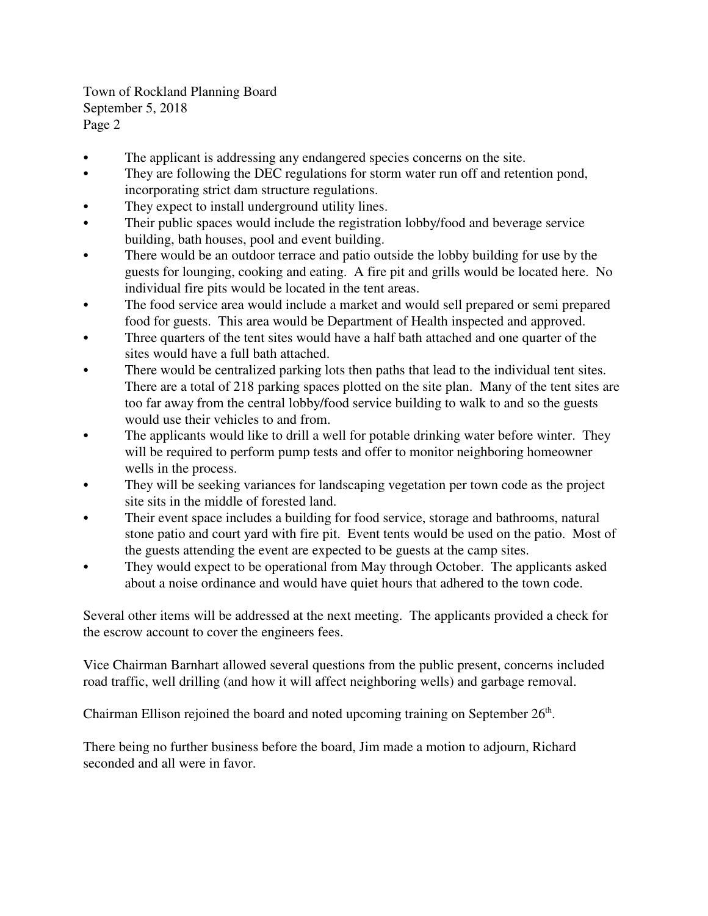- The applicant is addressing any endangered species concerns on the site.
- They are following the DEC regulations for storm water run off and retention pond, incorporating strict dam structure regulations.
- They expect to install underground utility lines.
- Their public spaces would include the registration lobby/food and beverage service building, bath houses, pool and event building.
- There would be an outdoor terrace and patio outside the lobby building for use by the guests for lounging, cooking and eating. A fire pit and grills would be located here. No individual fire pits would be located in the tent areas.
- The food service area would include a market and would sell prepared or semi prepared food for guests. This area would be Department of Health inspected and approved.
- Three quarters of the tent sites would have a half bath attached and one quarter of the sites would have a full bath attached.
- There would be centralized parking lots then paths that lead to the individual tent sites. There are a total of 218 parking spaces plotted on the site plan. Many of the tent sites are too far away from the central lobby/food service building to walk to and so the guests would use their vehicles to and from.
- The applicants would like to drill a well for potable drinking water before winter. They will be required to perform pump tests and offer to monitor neighboring homeowner wells in the process.
- They will be seeking variances for landscaping vegetation per town code as the project site sits in the middle of forested land.
- Their event space includes a building for food service, storage and bathrooms, natural stone patio and court yard with fire pit. Event tents would be used on the patio. Most of the guests attending the event are expected to be guests at the camp sites.
- They would expect to be operational from May through October. The applicants asked about a noise ordinance and would have quiet hours that adhered to the town code.

Several other items will be addressed at the next meeting. The applicants provided a check for the escrow account to cover the engineers fees.

Vice Chairman Barnhart allowed several questions from the public present, concerns included road traffic, well drilling (and how it will affect neighboring wells) and garbage removal.

Chairman Ellison rejoined the board and noted upcoming training on September 26th.

There being no further business before the board, Jim made a motion to adjourn, Richard seconded and all were in favor.